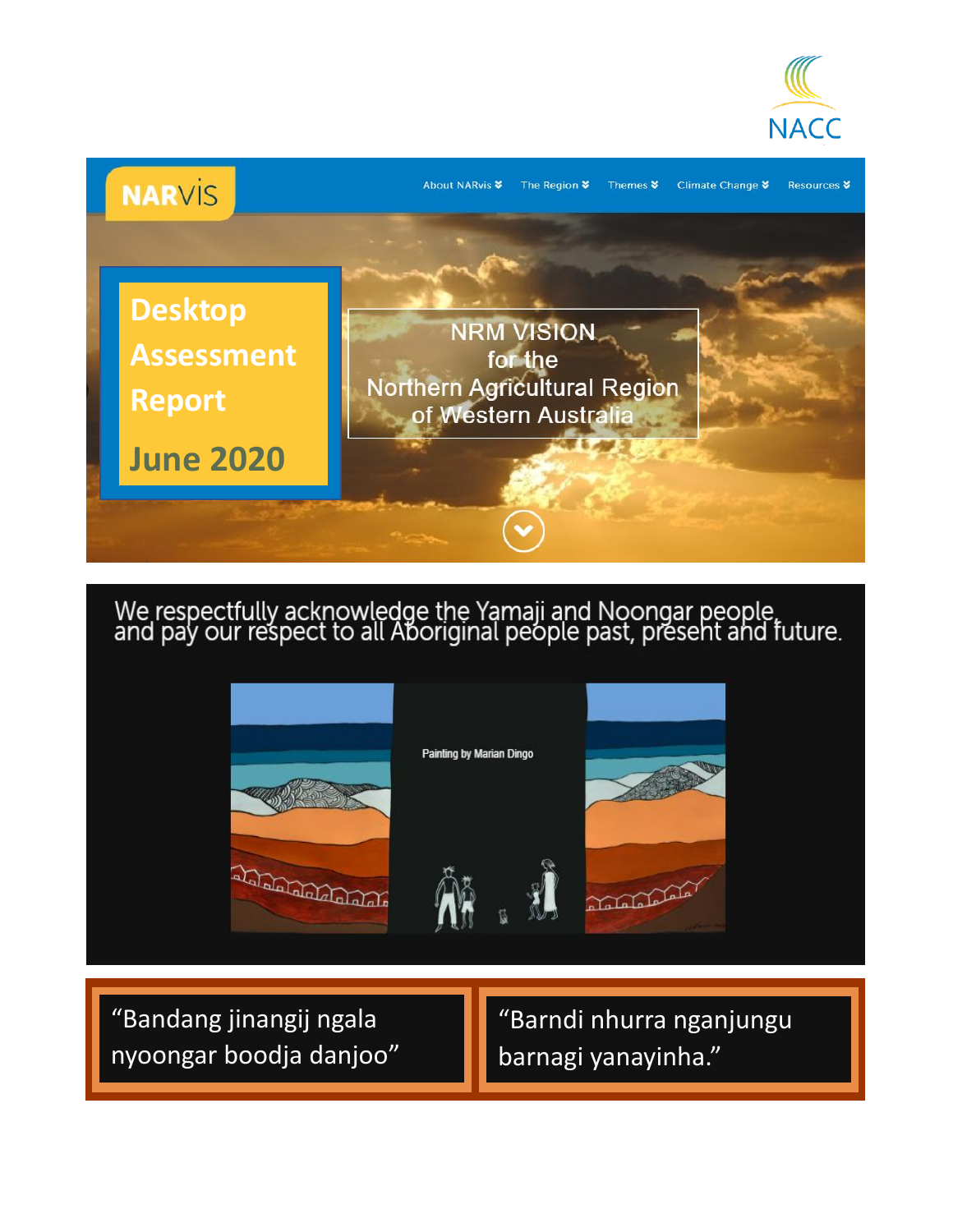NACC

NARvis

About NARvis | The Region | Themes | Climate Change | Resources

# Desktop Assessment Report

## June 2020

NRM VISION
for the
Northern Agricultural Region
of Western Australia

We respectfully acknowledge the Yamaji and Noongar people,
and pay our respect to all Aboriginal people past, present and future.

Painting by Marian Dingo

"Bandang jinangij ngala nyoongar boodja danjoo"

"Barndi nhurra nganjungu barnagi yanayinha."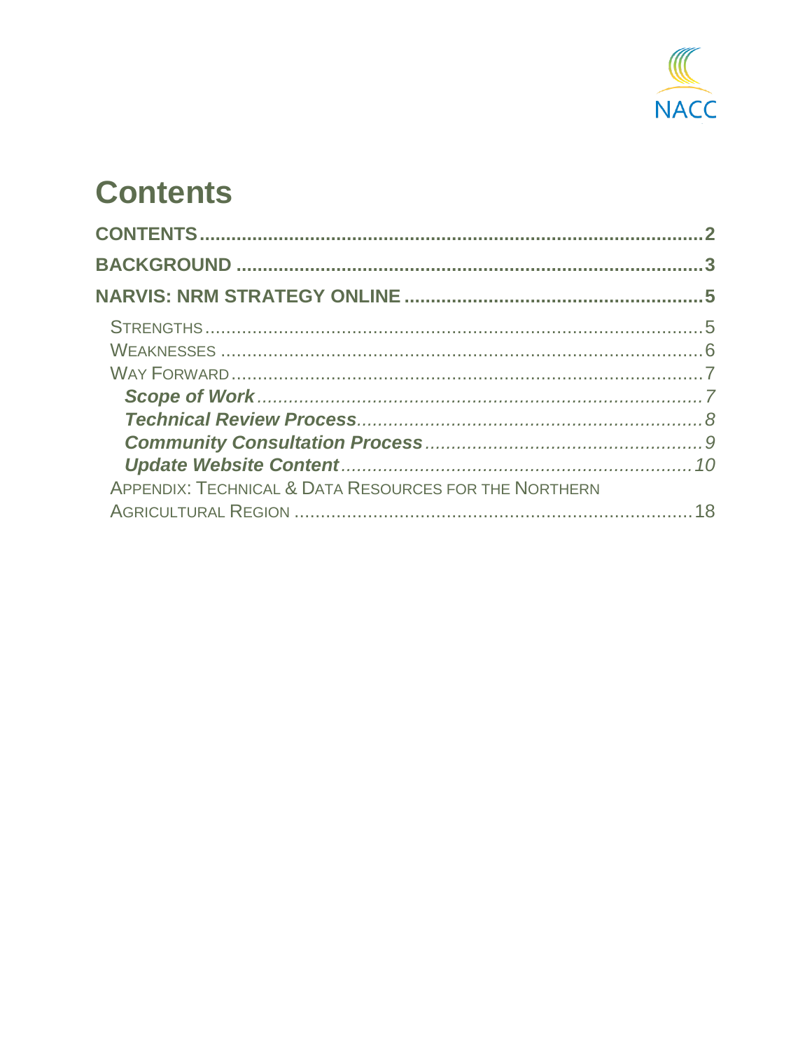# Contents

**CONTENTS** ........................................................................................ **2**

**BACKGROUND** ................................................................................... **3**

**NARVIS: NRM STRATEGY ONLINE** ..................................................... **5**

STRENGTHS ........................................................................................ 5

WEAKNESSES ...................................................................................... 6

WAY FORWARD .................................................................................... 7

***Scope of Work*** *.................................................................................. 7*

***Technical Review Process*** *.................................................................. 8*

***Community Consultation Process*** *..................................................... 9*

***Update Website Content*** *.................................................................. 10*

APPENDIX: TECHNICAL & DATA RESOURCES FOR THE NORTHERN AGRICULTURAL REGION ....................................................................... 18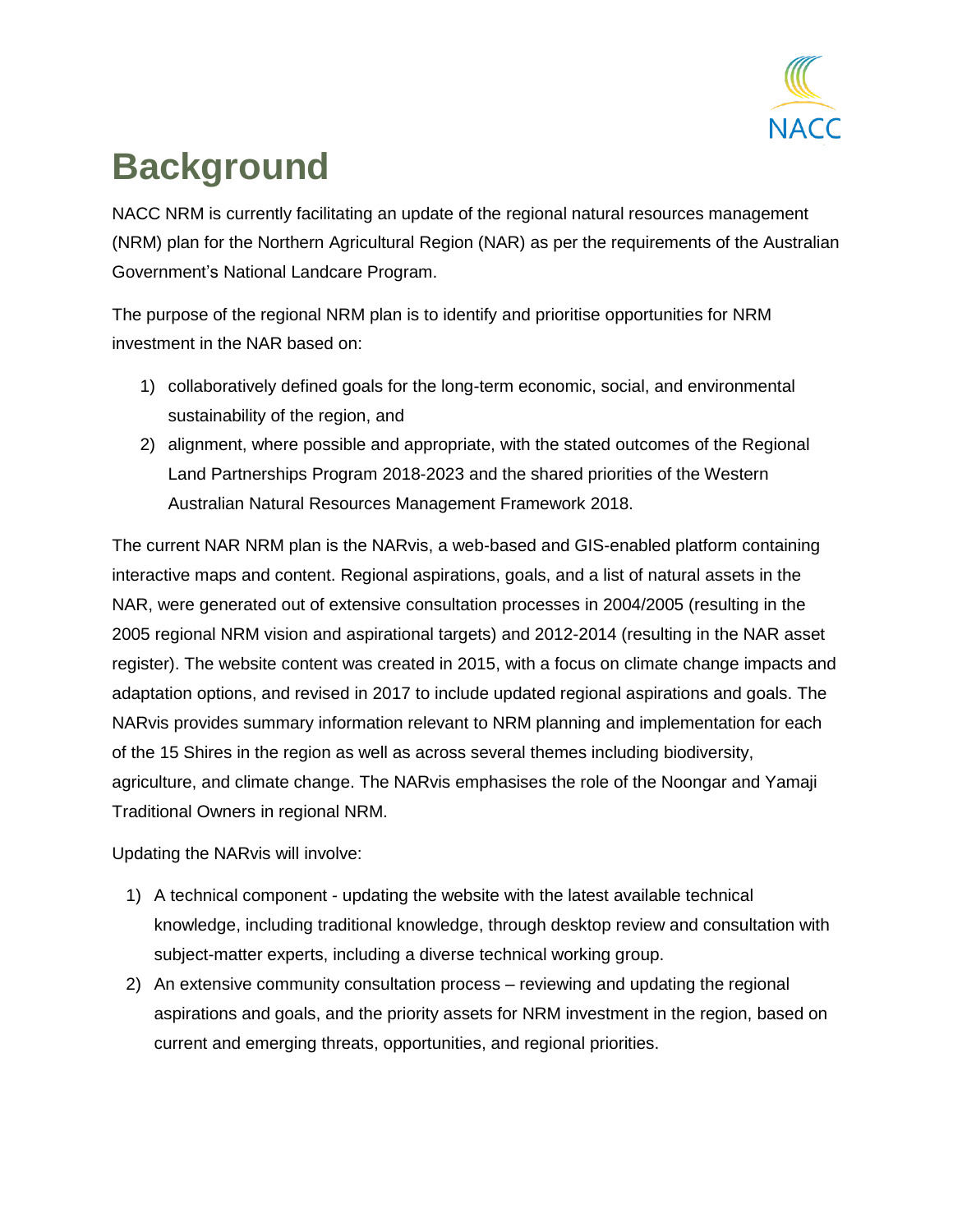# Background

NACC NRM is currently facilitating an update of the regional natural resources management (NRM) plan for the Northern Agricultural Region (NAR) as per the requirements of the Australian Government's National Landcare Program.

The purpose of the regional NRM plan is to identify and prioritise opportunities for NRM investment in the NAR based on:

1) collaboratively defined goals for the long-term economic, social, and environmental sustainability of the region, and
2) alignment, where possible and appropriate, with the stated outcomes of the Regional Land Partnerships Program 2018-2023 and the shared priorities of the Western Australian Natural Resources Management Framework 2018.

The current NAR NRM plan is the NARvis, a web-based and GIS-enabled platform containing interactive maps and content. Regional aspirations, goals, and a list of natural assets in the NAR, were generated out of extensive consultation processes in 2004/2005 (resulting in the 2005 regional NRM vision and aspirational targets) and 2012-2014 (resulting in the NAR asset register). The website content was created in 2015, with a focus on climate change impacts and adaptation options, and revised in 2017 to include updated regional aspirations and goals. The NARvis provides summary information relevant to NRM planning and implementation for each of the 15 Shires in the region as well as across several themes including biodiversity, agriculture, and climate change. The NARvis emphasises the role of the Noongar and Yamaji Traditional Owners in regional NRM.

Updating the NARvis will involve:

1) A technical component - updating the website with the latest available technical knowledge, including traditional knowledge, through desktop review and consultation with subject-matter experts, including a diverse technical working group.
2) An extensive community consultation process – reviewing and updating the regional aspirations and goals, and the priority assets for NRM investment in the region, based on current and emerging threats, opportunities, and regional priorities.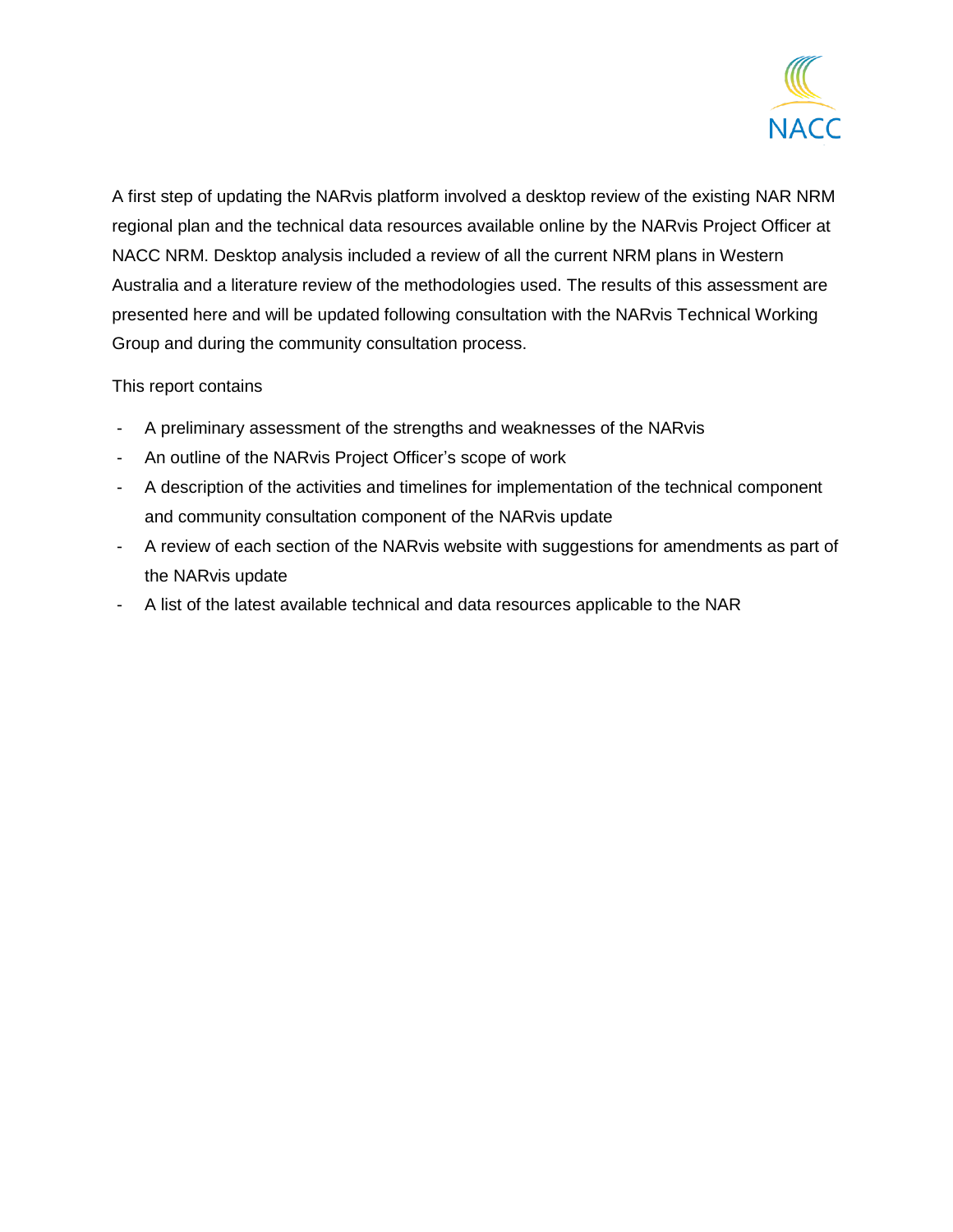A first step of updating the NARvis platform involved a desktop review of the existing NAR NRM regional plan and the technical data resources available online by the NARvis Project Officer at NACC NRM. Desktop analysis included a review of all the current NRM plans in Western Australia and a literature review of the methodologies used. The results of this assessment are presented here and will be updated following consultation with the NARvis Technical Working Group and during the community consultation process.

This report contains

- A preliminary assessment of the strengths and weaknesses of the NARvis
- An outline of the NARvis Project Officer's scope of work
- A description of the activities and timelines for implementation of the technical component and community consultation component of the NARvis update
- A review of each section of the NARvis website with suggestions for amendments as part of the NARvis update
- A list of the latest available technical and data resources applicable to the NAR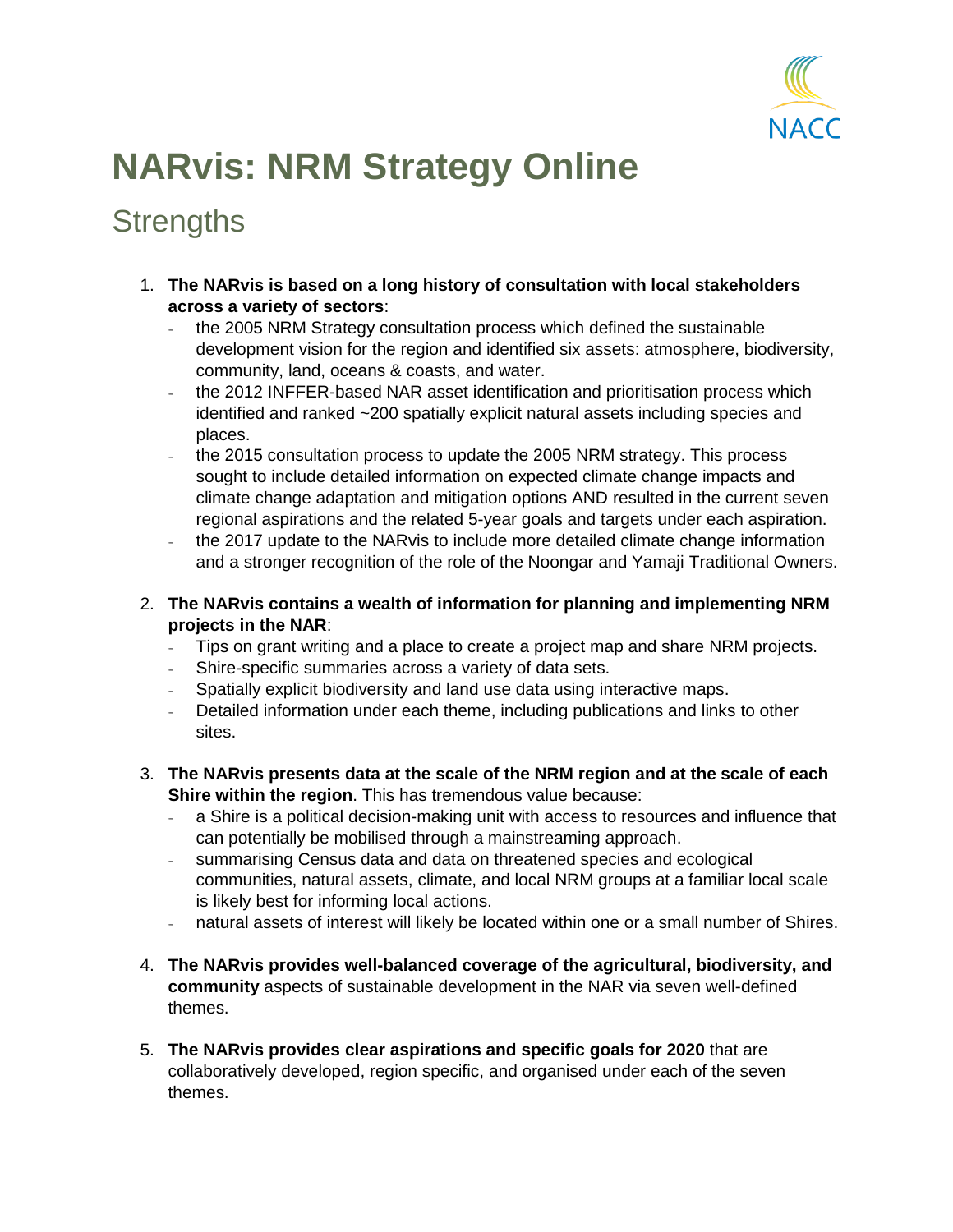# NARvis: NRM Strategy Online

## Strengths

1. **The NARvis is based on a long history of consultation with local stakeholders across a variety of sectors**:
   - the 2005 NRM Strategy consultation process which defined the sustainable development vision for the region and identified six assets: atmosphere, biodiversity, community, land, oceans & coasts, and water.
   - the 2012 INFFER-based NAR asset identification and prioritisation process which identified and ranked ~200 spatially explicit natural assets including species and places.
   - the 2015 consultation process to update the 2005 NRM strategy. This process sought to include detailed information on expected climate change impacts and climate change adaptation and mitigation options AND resulted in the current seven regional aspirations and the related 5-year goals and targets under each aspiration.
   - the 2017 update to the NARvis to include more detailed climate change information and a stronger recognition of the role of the Noongar and Yamaji Traditional Owners.

2. **The NARvis contains a wealth of information for planning and implementing NRM projects in the NAR**:
   - Tips on grant writing and a place to create a project map and share NRM projects.
   - Shire-specific summaries across a variety of data sets.
   - Spatially explicit biodiversity and land use data using interactive maps.
   - Detailed information under each theme, including publications and links to other sites.

3. **The NARvis presents data at the scale of the NRM region and at the scale of each Shire within the region**. This has tremendous value because:
   - a Shire is a political decision-making unit with access to resources and influence that can potentially be mobilised through a mainstreaming approach.
   - summarising Census data and data on threatened species and ecological communities, natural assets, climate, and local NRM groups at a familiar local scale is likely best for informing local actions.
   - natural assets of interest will likely be located within one or a small number of Shires.

4. **The NARvis provides well-balanced coverage of the agricultural, biodiversity, and community** aspects of sustainable development in the NAR via seven well-defined themes.

5. **The NARvis provides clear aspirations and specific goals for 2020** that are collaboratively developed, region specific, and organised under each of the seven themes.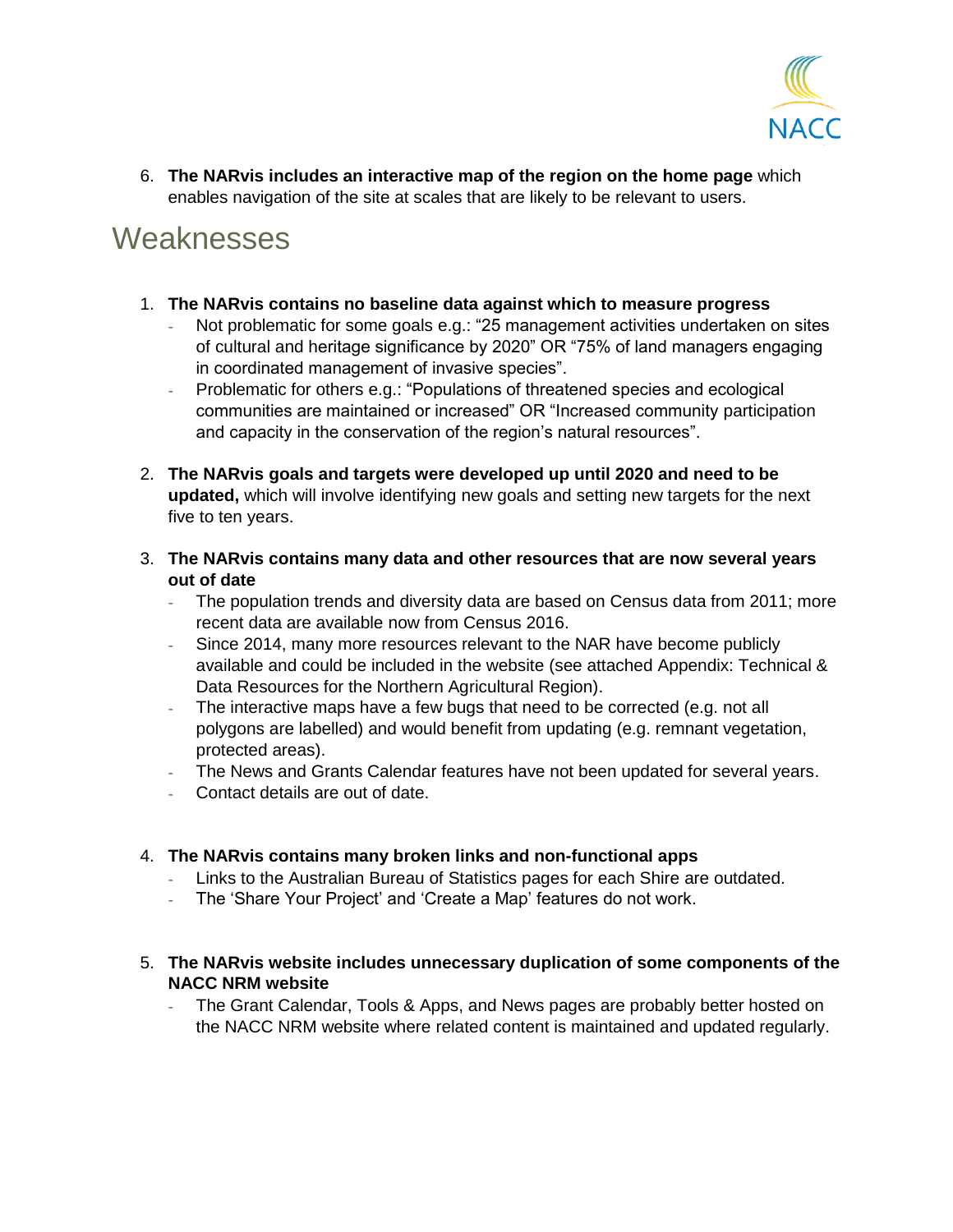6. **The NARvis includes an interactive map of the region on the home page** which enables navigation of the site at scales that are likely to be relevant to users.

## Weaknesses

1. **The NARvis contains no baseline data against which to measure progress**
   - Not problematic for some goals e.g.: "25 management activities undertaken on sites of cultural and heritage significance by 2020" OR "75% of land managers engaging in coordinated management of invasive species".
   - Problematic for others e.g.: "Populations of threatened species and ecological communities are maintained or increased" OR "Increased community participation and capacity in the conservation of the region's natural resources".

2. **The NARvis goals and targets were developed up until 2020 and need to be updated,** which will involve identifying new goals and setting new targets for the next five to ten years.

3. **The NARvis contains many data and other resources that are now several years out of date**
   - The population trends and diversity data are based on Census data from 2011; more recent data are available now from Census 2016.
   - Since 2014, many more resources relevant to the NAR have become publicly available and could be included in the website (see attached Appendix: Technical & Data Resources for the Northern Agricultural Region).
   - The interactive maps have a few bugs that need to be corrected (e.g. not all polygons are labelled) and would benefit from updating (e.g. remnant vegetation, protected areas).
   - The News and Grants Calendar features have not been updated for several years.
   - Contact details are out of date.

4. **The NARvis contains many broken links and non-functional apps**
   - Links to the Australian Bureau of Statistics pages for each Shire are outdated.
   - The 'Share Your Project' and 'Create a Map' features do not work.

5. **The NARvis website includes unnecessary duplication of some components of the NACC NRM website**
   - The Grant Calendar, Tools & Apps, and News pages are probably better hosted on the NACC NRM website where related content is maintained and updated regularly.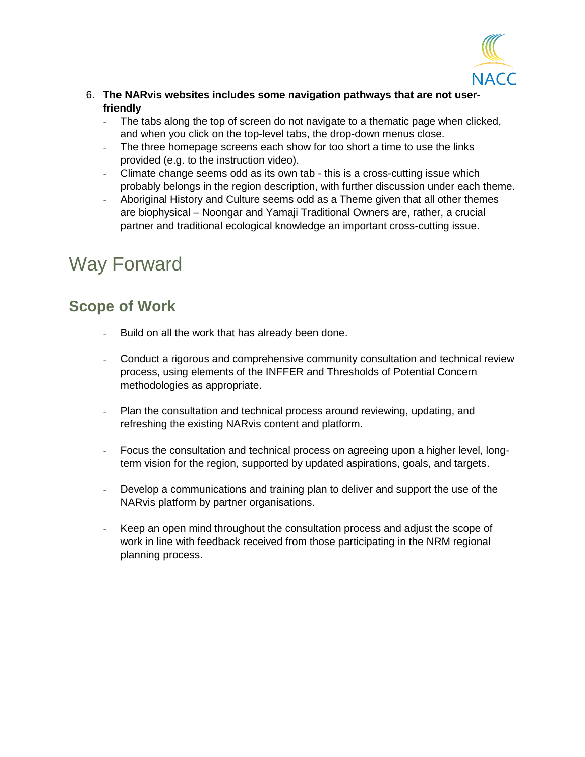6. **The NARvis websites includes some navigation pathways that are not user-friendly**
   - The tabs along the top of screen do not navigate to a thematic page when clicked, and when you click on the top-level tabs, the drop-down menus close.
   - The three homepage screens each show for too short a time to use the links provided (e.g. to the instruction video).
   - Climate change seems odd as its own tab - this is a cross-cutting issue which probably belongs in the region description, with further discussion under each theme.
   - Aboriginal History and Culture seems odd as a Theme given that all other themes are biophysical – Noongar and Yamaji Traditional Owners are, rather, a crucial partner and traditional ecological knowledge an important cross-cutting issue.

# Way Forward

## Scope of Work

- Build on all the work that has already been done.

- Conduct a rigorous and comprehensive community consultation and technical review process, using elements of the INFFER and Thresholds of Potential Concern methodologies as appropriate.

- Plan the consultation and technical process around reviewing, updating, and refreshing the existing NARvis content and platform.

- Focus the consultation and technical process on agreeing upon a higher level, long-term vision for the region, supported by updated aspirations, goals, and targets.

- Develop a communications and training plan to deliver and support the use of the NARvis platform by partner organisations.

- Keep an open mind throughout the consultation process and adjust the scope of work in line with feedback received from those participating in the NRM regional planning process.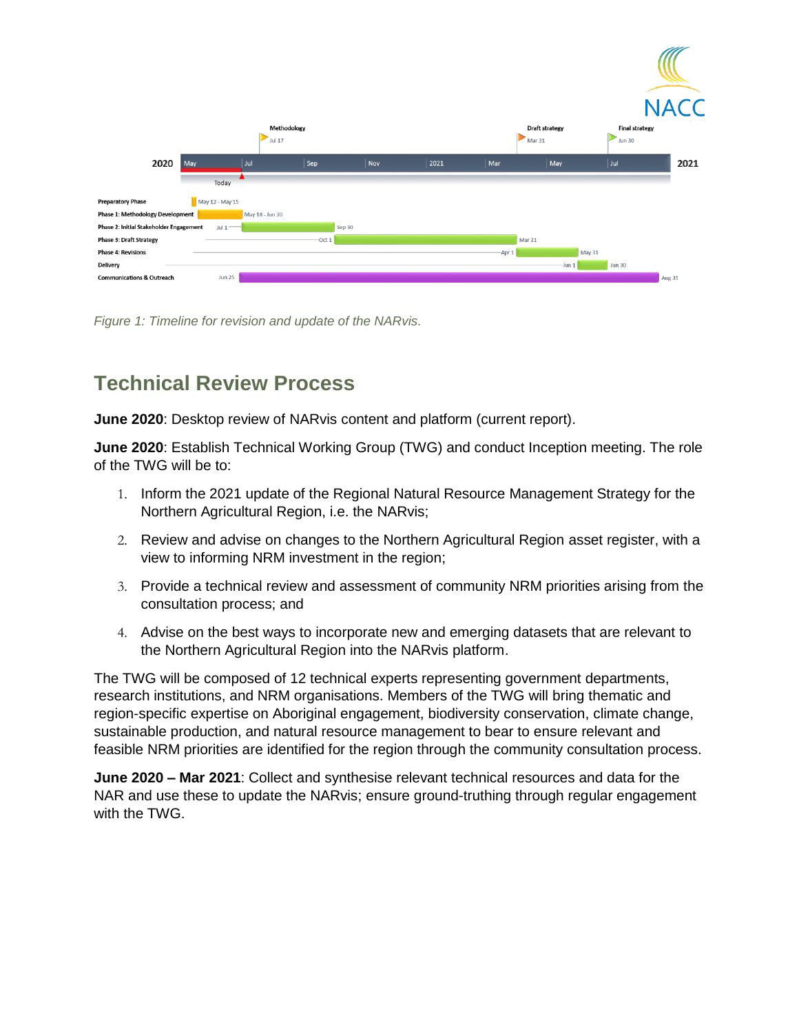| Milestone | Date |
|---|---|
| Methodology | Jul 17 |
| Draft strategy | Mar 31 |
| Final strategy | Jun 30 |

| Task | Start | End |
|---|---|---|
| Preparatory Phase | May 12 | May 15 |
| Phase 1: Methodology Development | May 18 | Jun 30 |
| Phase 2: Initial Stakeholder Engagement | Jul 1 | Sep 30 |
| Phase 3: Draft Strategy | Oct 1 | Mar 31 |
| Phase 4: Revisions | Apr 1 | May 31 |
| Delivery | Jun 1 | Jun 30 |
| Communications & Outreach | Jun 25 | Aug 31 |

*Figure 1: Timeline for revision and update of the NARvis.*

## Technical Review Process

**June 2020**: Desktop review of NARvis content and platform (current report).

**June 2020**: Establish Technical Working Group (TWG) and conduct Inception meeting. The role of the TWG will be to:

1. Inform the 2021 update of the Regional Natural Resource Management Strategy for the Northern Agricultural Region, i.e. the NARvis;
2. Review and advise on changes to the Northern Agricultural Region asset register, with a view to informing NRM investment in the region;
3. Provide a technical review and assessment of community NRM priorities arising from the consultation process; and
4. Advise on the best ways to incorporate new and emerging datasets that are relevant to the Northern Agricultural Region into the NARvis platform.

The TWG will be composed of 12 technical experts representing government departments, research institutions, and NRM organisations. Members of the TWG will bring thematic and region-specific expertise on Aboriginal engagement, biodiversity conservation, climate change, sustainable production, and natural resource management to bear to ensure relevant and feasible NRM priorities are identified for the region through the community consultation process.

**June 2020 – Mar 2021**: Collect and synthesise relevant technical resources and data for the NAR and use these to update the NARvis; ensure ground-truthing through regular engagement with the TWG.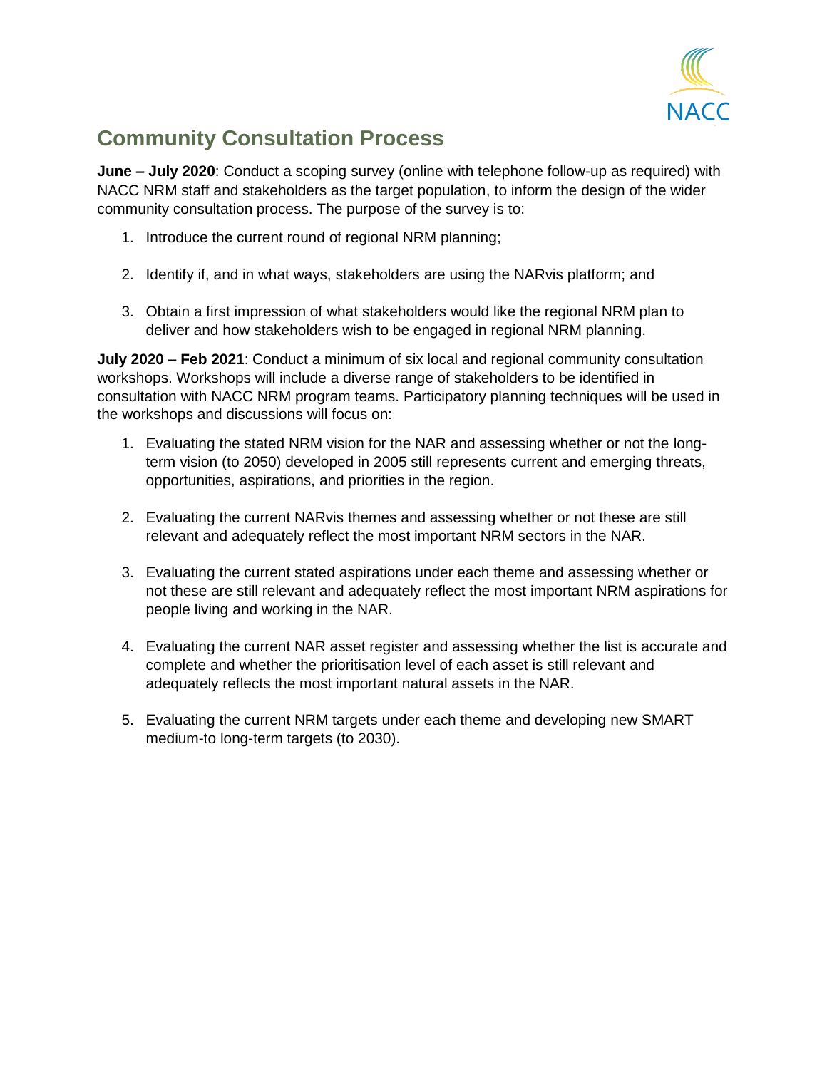## Community Consultation Process

**June – July 2020**: Conduct a scoping survey (online with telephone follow-up as required) with NACC NRM staff and stakeholders as the target population, to inform the design of the wider community consultation process. The purpose of the survey is to:

1. Introduce the current round of regional NRM planning;

2. Identify if, and in what ways, stakeholders are using the NARvis platform; and

3. Obtain a first impression of what stakeholders would like the regional NRM plan to deliver and how stakeholders wish to be engaged in regional NRM planning.

**July 2020 – Feb 2021**: Conduct a minimum of six local and regional community consultation workshops. Workshops will include a diverse range of stakeholders to be identified in consultation with NACC NRM program teams. Participatory planning techniques will be used in the workshops and discussions will focus on:

1. Evaluating the stated NRM vision for the NAR and assessing whether or not the long-term vision (to 2050) developed in 2005 still represents current and emerging threats, opportunities, aspirations, and priorities in the region.

2. Evaluating the current NARvis themes and assessing whether or not these are still relevant and adequately reflect the most important NRM sectors in the NAR.

3. Evaluating the current stated aspirations under each theme and assessing whether or not these are still relevant and adequately reflect the most important NRM aspirations for people living and working in the NAR.

4. Evaluating the current NAR asset register and assessing whether the list is accurate and complete and whether the prioritisation level of each asset is still relevant and adequately reflects the most important natural assets in the NAR.

5. Evaluating the current NRM targets under each theme and developing new SMART medium-to long-term targets (to 2030).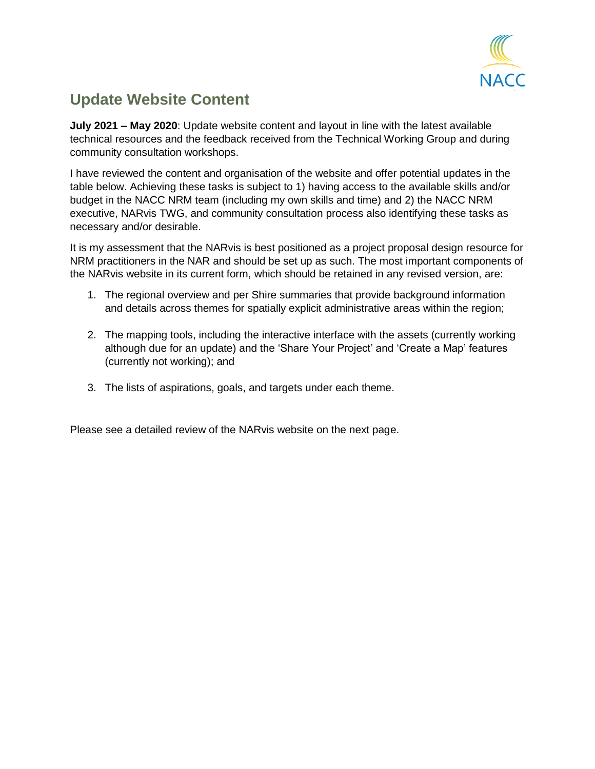## Update Website Content

**July 2021 – May 2020**: Update website content and layout in line with the latest available technical resources and the feedback received from the Technical Working Group and during community consultation workshops.

I have reviewed the content and organisation of the website and offer potential updates in the table below. Achieving these tasks is subject to 1) having access to the available skills and/or budget in the NACC NRM team (including my own skills and time) and 2) the NACC NRM executive, NARvis TWG, and community consultation process also identifying these tasks as necessary and/or desirable.

It is my assessment that the NARvis is best positioned as a project proposal design resource for NRM practitioners in the NAR and should be set up as such. The most important components of the NARvis website in its current form, which should be retained in any revised version, are:

1. The regional overview and per Shire summaries that provide background information and details across themes for spatially explicit administrative areas within the region;

2. The mapping tools, including the interactive interface with the assets (currently working although due for an update) and the 'Share Your Project' and 'Create a Map' features (currently not working); and

3. The lists of aspirations, goals, and targets under each theme.

Please see a detailed review of the NARvis website on the next page.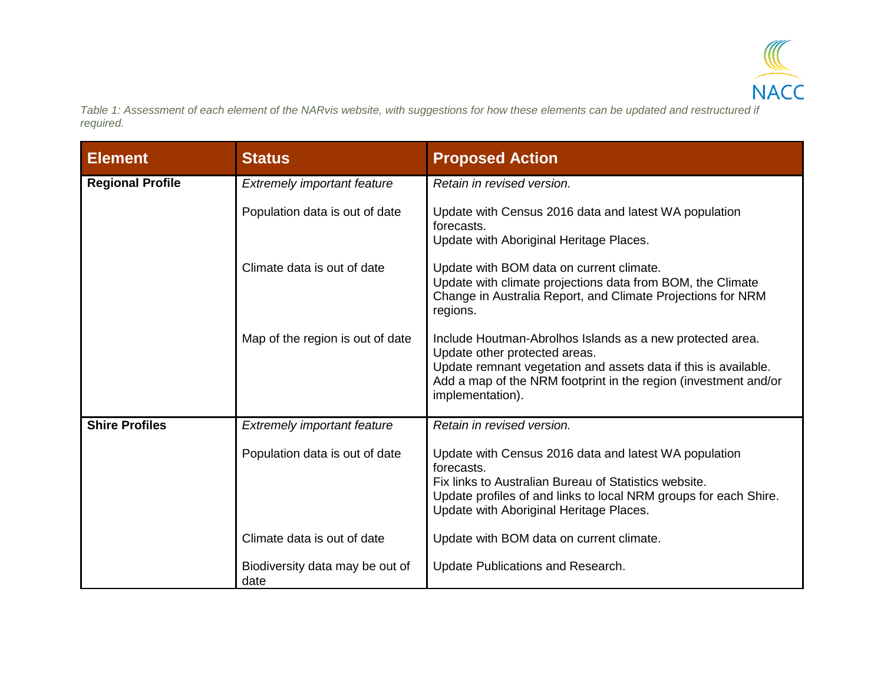*Table 1: Assessment of each element of the NARvis website, with suggestions for how these elements can be updated and restructured if required.*

| Element | Status | Proposed Action |
| --- | --- | --- |
| **Regional Profile** | *Extremely important feature* | *Retain in revised version.* |
| | Population data is out of date | Update with Census 2016 data and latest WA population forecasts.<br>Update with Aboriginal Heritage Places. |
| | Climate data is out of date | Update with BOM data on current climate.<br>Update with climate projections data from BOM, the Climate Change in Australia Report, and Climate Projections for NRM regions. |
| | Map of the region is out of date | Include Houtman-Abrolhos Islands as a new protected area.<br>Update other protected areas.<br>Update remnant vegetation and assets data if this is available.<br>Add a map of the NRM footprint in the region (investment and/or implementation). |
| **Shire Profiles** | *Extremely important feature* | *Retain in revised version.* |
| | Population data is out of date | Update with Census 2016 data and latest WA population forecasts.<br>Fix links to Australian Bureau of Statistics website.<br>Update profiles of and links to local NRM groups for each Shire.<br>Update with Aboriginal Heritage Places. |
| | Climate data is out of date | Update with BOM data on current climate. |
| | Biodiversity data may be out of date | Update Publications and Research. |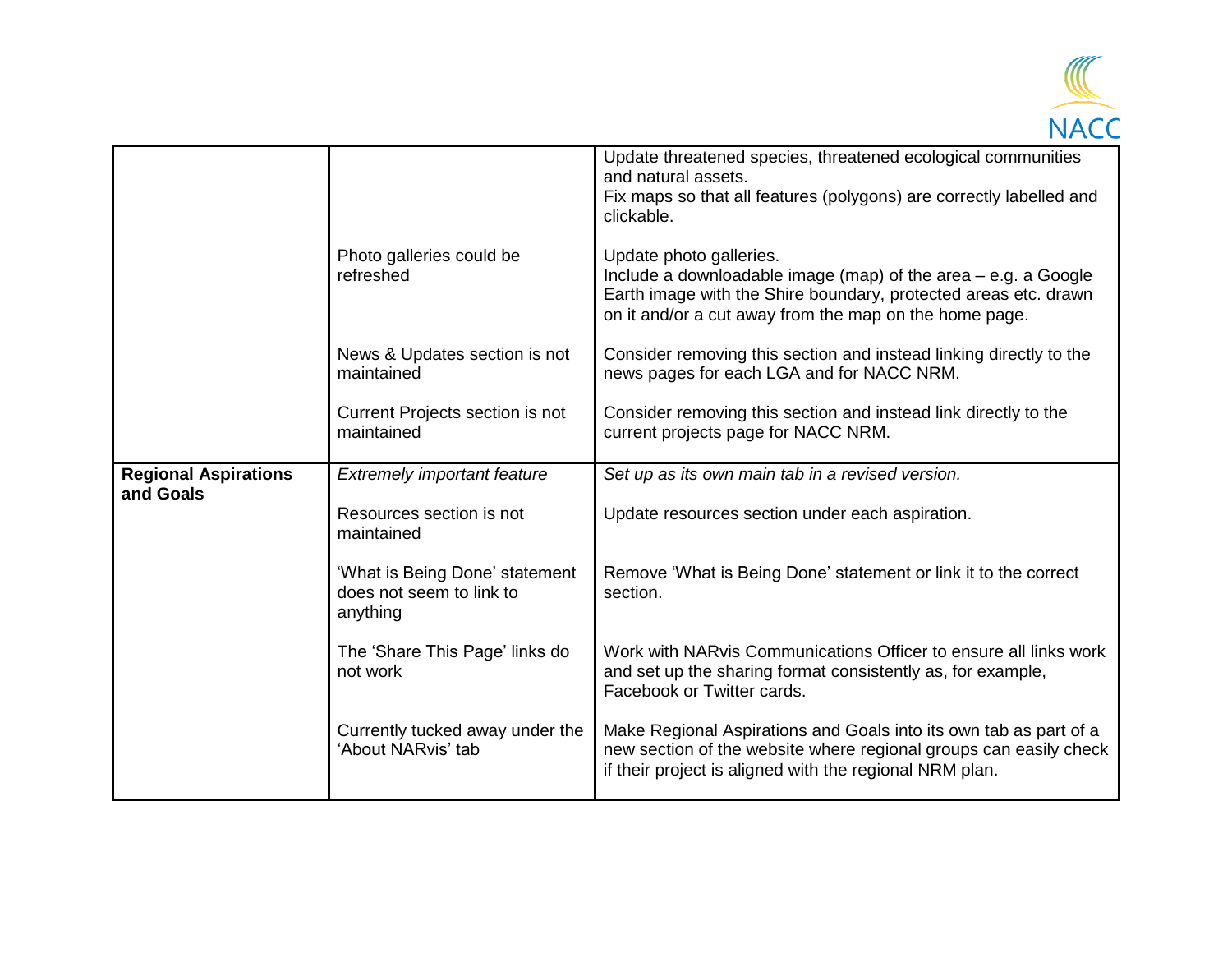| | | |
|---|---|---|
| | | Update threatened species, threatened ecological communities and natural assets.<br>Fix maps so that all features (polygons) are correctly labelled and clickable. |
| | Photo galleries could be refreshed | Update photo galleries.<br>Include a downloadable image (map) of the area – e.g. a Google Earth image with the Shire boundary, protected areas etc. drawn on it and/or a cut away from the map on the home page. |
| | News & Updates section is not maintained | Consider removing this section and instead linking directly to the news pages for each LGA and for NACC NRM. |
| | Current Projects section is not maintained | Consider removing this section and instead link directly to the current projects page for NACC NRM. |
| **Regional Aspirations and Goals** | *Extremely important feature* | *Set up as its own main tab in a revised version.* |
| | Resources section is not maintained | Update resources section under each aspiration. |
| | 'What is Being Done' statement does not seem to link to anything | Remove 'What is Being Done' statement or link it to the correct section. |
| | The 'Share This Page' links do not work | Work with NARvis Communications Officer to ensure all links work and set up the sharing format consistently as, for example, Facebook or Twitter cards. |
| | Currently tucked away under the 'About NARvis' tab | Make Regional Aspirations and Goals into its own tab as part of a new section of the website where regional groups can easily check if their project is aligned with the regional NRM plan. |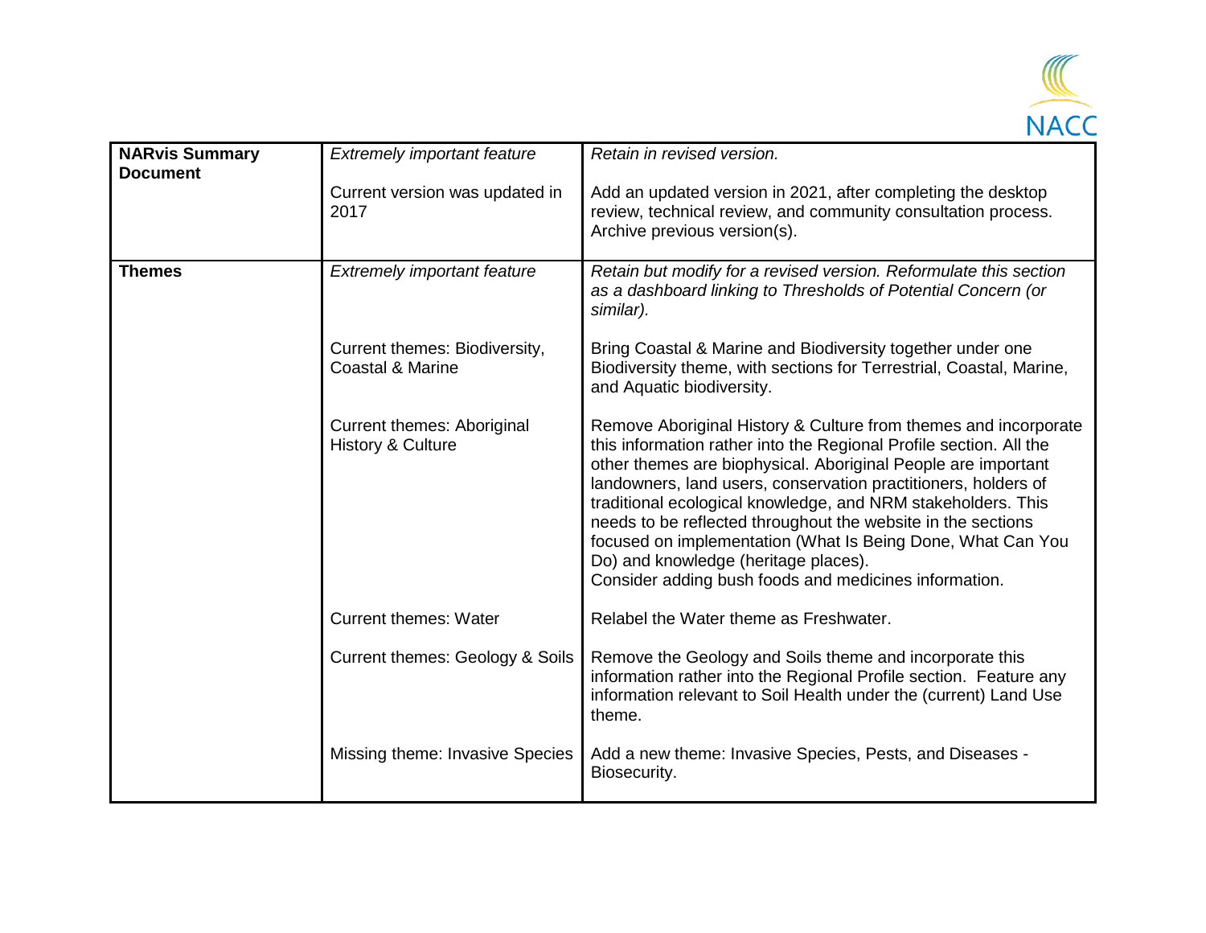| | | |
|---|---|---|
| **NARvis Summary Document** | *Extremely important feature* | *Retain in revised version.* |
| | Current version was updated in 2017 | Add an updated version in 2021, after completing the desktop review, technical review, and community consultation process. Archive previous version(s). |
| **Themes** | *Extremely important feature* | *Retain but modify for a revised version. Reformulate this section as a dashboard linking to Thresholds of Potential Concern (or similar).* |
| | Current themes: Biodiversity, Coastal & Marine | Bring Coastal & Marine and Biodiversity together under one Biodiversity theme, with sections for Terrestrial, Coastal, Marine, and Aquatic biodiversity. |
| | Current themes: Aboriginal History & Culture | Remove Aboriginal History & Culture from themes and incorporate this information rather into the Regional Profile section. All the other themes are biophysical. Aboriginal People are important landowners, land users, conservation practitioners, holders of traditional ecological knowledge, and NRM stakeholders. This needs to be reflected throughout the website in the sections focused on implementation (What Is Being Done, What Can You Do) and knowledge (heritage places).<br>Consider adding bush foods and medicines information. |
| | Current themes: Water | Relabel the Water theme as Freshwater. |
| | Current themes: Geology & Soils | Remove the Geology and Soils theme and incorporate this information rather into the Regional Profile section. Feature any information relevant to Soil Health under the (current) Land Use theme. |
| | Missing theme: Invasive Species | Add a new theme: Invasive Species, Pests, and Diseases - Biosecurity. |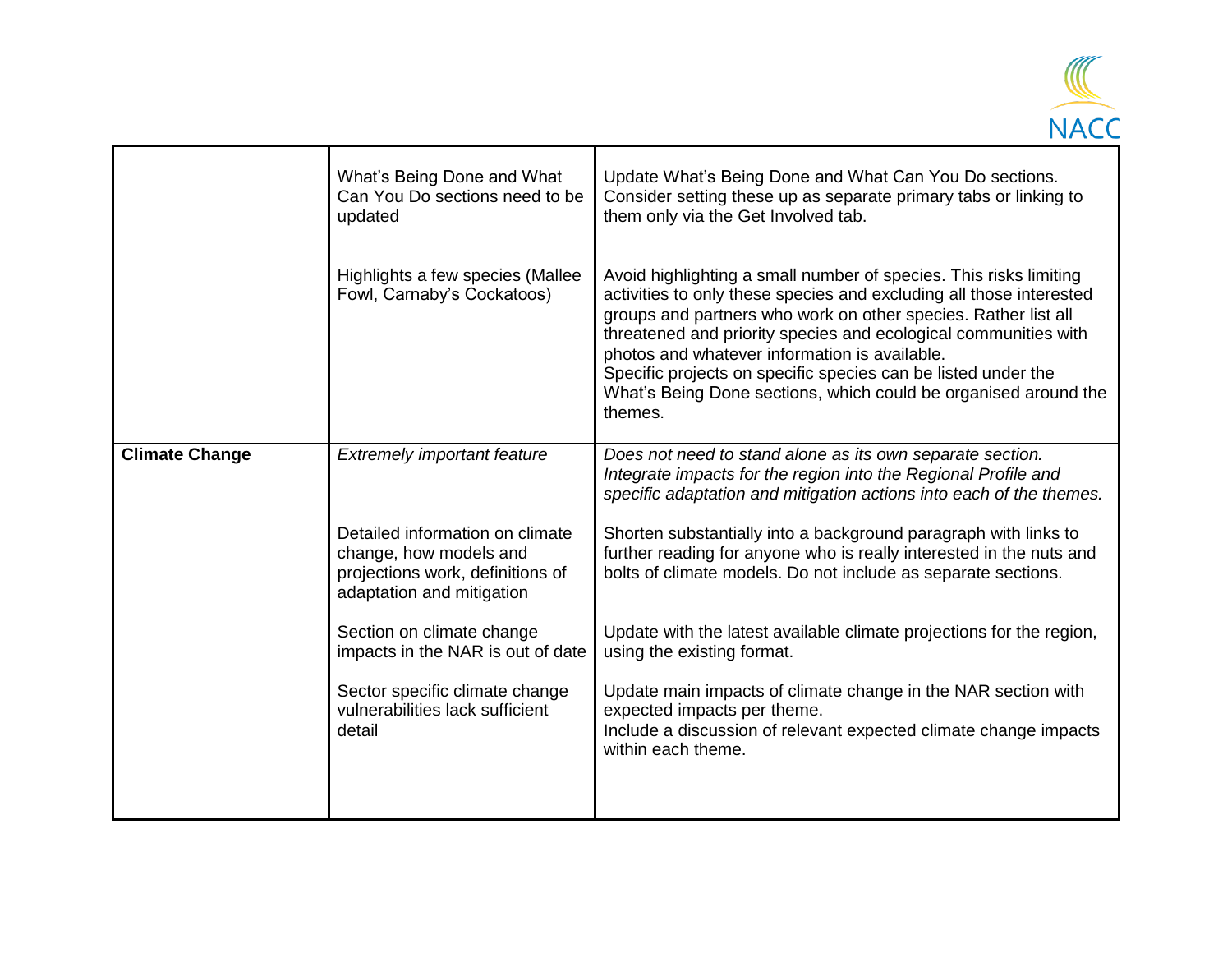| | | |
|---|---|---|
| | What's Being Done and What Can You Do sections need to be updated | Update What's Being Done and What Can You Do sections. Consider setting these up as separate primary tabs or linking to them only via the Get Involved tab. |
| | Highlights a few species (Mallee Fowl, Carnaby's Cockatoos) | Avoid highlighting a small number of species. This risks limiting activities to only these species and excluding all those interested groups and partners who work on other species. Rather list all threatened and priority species and ecological communities with photos and whatever information is available.<br>Specific projects on specific species can be listed under the What's Being Done sections, which could be organised around the themes. |
| **Climate Change** | *Extremely important feature* | *Does not need to stand alone as its own separate section. Integrate impacts for the region into the Regional Profile and specific adaptation and mitigation actions into each of the themes.* |
| | Detailed information on climate change, how models and projections work, definitions of adaptation and mitigation | Shorten substantially into a background paragraph with links to further reading for anyone who is really interested in the nuts and bolts of climate models. Do not include as separate sections. |
| | Section on climate change impacts in the NAR is out of date | Update with the latest available climate projections for the region, using the existing format. |
| | Sector specific climate change vulnerabilities lack sufficient detail | Update main impacts of climate change in the NAR section with expected impacts per theme.<br>Include a discussion of relevant expected climate change impacts within each theme. |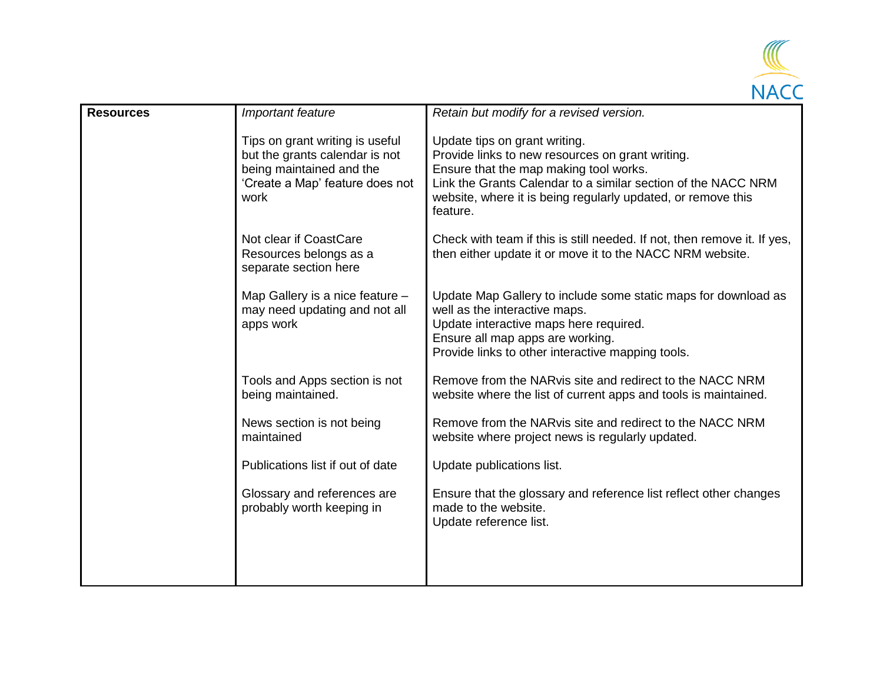| **Resources** | *Important feature* | *Retain but modify for a revised version.* |
|---|---|---|
| | Tips on grant writing is useful but the grants calendar is not being maintained and the 'Create a Map' feature does not work | Update tips on grant writing.<br>Provide links to new resources on grant writing.<br>Ensure that the map making tool works.<br>Link the Grants Calendar to a similar section of the NACC NRM website, where it is being regularly updated, or remove this feature. |
| | Not clear if CoastCare Resources belongs as a separate section here | Check with team if this is still needed. If not, then remove it. If yes, then either update it or move it to the NACC NRM website. |
| | Map Gallery is a nice feature – may need updating and not all apps work | Update Map Gallery to include some static maps for download as well as the interactive maps.<br>Update interactive maps here required.<br>Ensure all map apps are working.<br>Provide links to other interactive mapping tools. |
| | Tools and Apps section is not being maintained. | Remove from the NARvis site and redirect to the NACC NRM website where the list of current apps and tools is maintained. |
| | News section is not being maintained | Remove from the NARvis site and redirect to the NACC NRM website where project news is regularly updated. |
| | Publications list if out of date | Update publications list. |
| | Glossary and references are probably worth keeping in | Ensure that the glossary and reference list reflect other changes made to the website.<br>Update reference list. |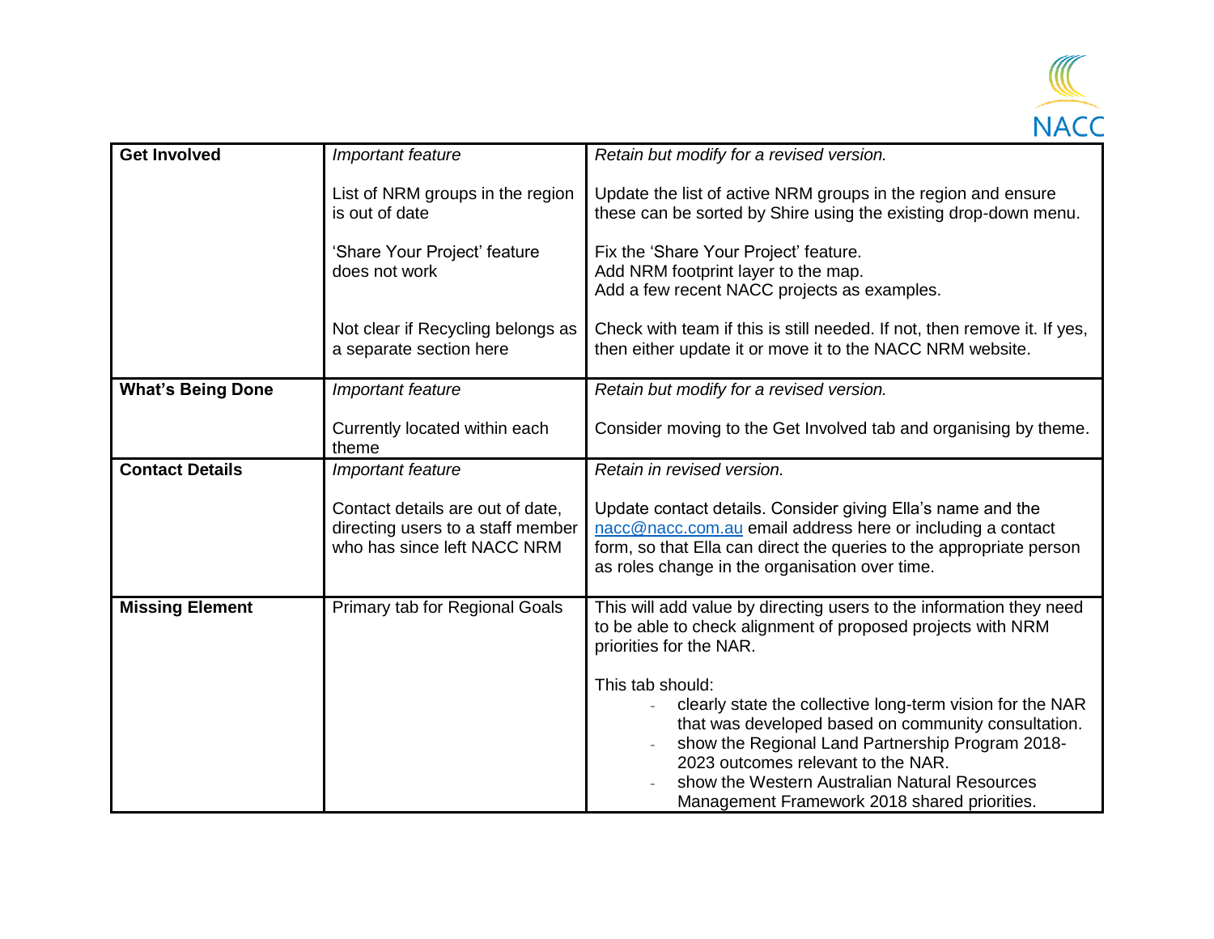| | | |
|---|---|---|
| **Get Involved** | *Important feature*<br><br>List of NRM groups in the region is out of date<br><br>'Share Your Project' feature does not work<br><br>Not clear if Recycling belongs as a separate section here | *Retain but modify for a revised version.*<br><br>Update the list of active NRM groups in the region and ensure these can be sorted by Shire using the existing drop-down menu.<br><br>Fix the 'Share Your Project' feature.<br>Add NRM footprint layer to the map.<br>Add a few recent NACC projects as examples.<br><br>Check with team if this is still needed. If not, then remove it. If yes, then either update it or move it to the NACC NRM website. |
| **What's Being Done** | *Important feature*<br><br>Currently located within each theme | *Retain but modify for a revised version.*<br><br>Consider moving to the Get Involved tab and organising by theme. |
| **Contact Details** | *Important feature*<br><br>Contact details are out of date, directing users to a staff member who has since left NACC NRM | *Retain in revised version.*<br><br>Update contact details. Consider giving Ella's name and the nacc@nacc.com.au email address here or including a contact form, so that Ella can direct the queries to the appropriate person as roles change in the organisation over time. |
| **Missing Element** | Primary tab for Regional Goals | This will add value by directing users to the information they need to be able to check alignment of proposed projects with NRM priorities for the NAR.<br><br>This tab should:<br>- clearly state the collective long-term vision for the NAR that was developed based on community consultation.<br>- show the Regional Land Partnership Program 2018-2023 outcomes relevant to the NAR.<br>- show the Western Australian Natural Resources Management Framework 2018 shared priorities. |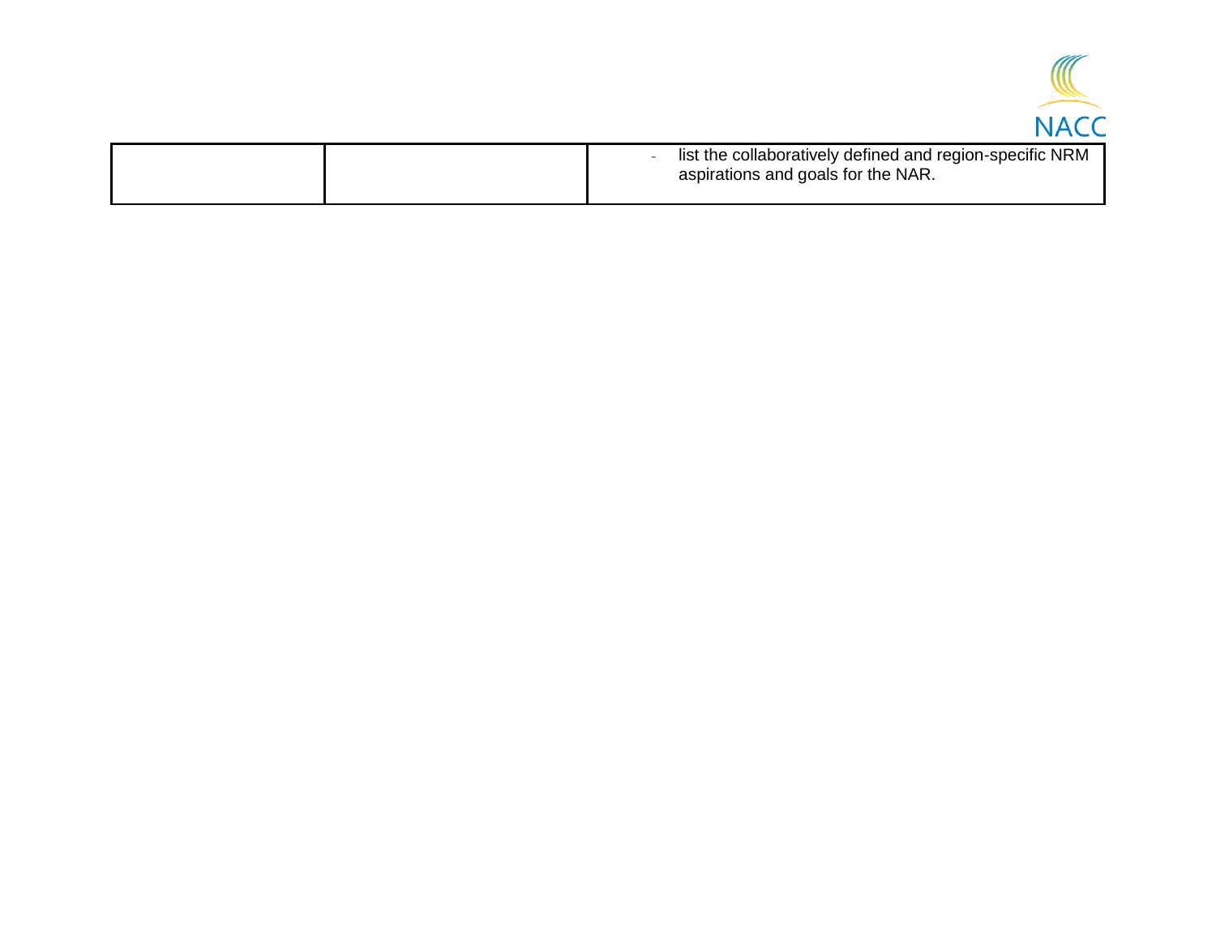| | | |
|---|---|---|
| | | - list the collaboratively defined and region-specific NRM aspirations and goals for the NAR. |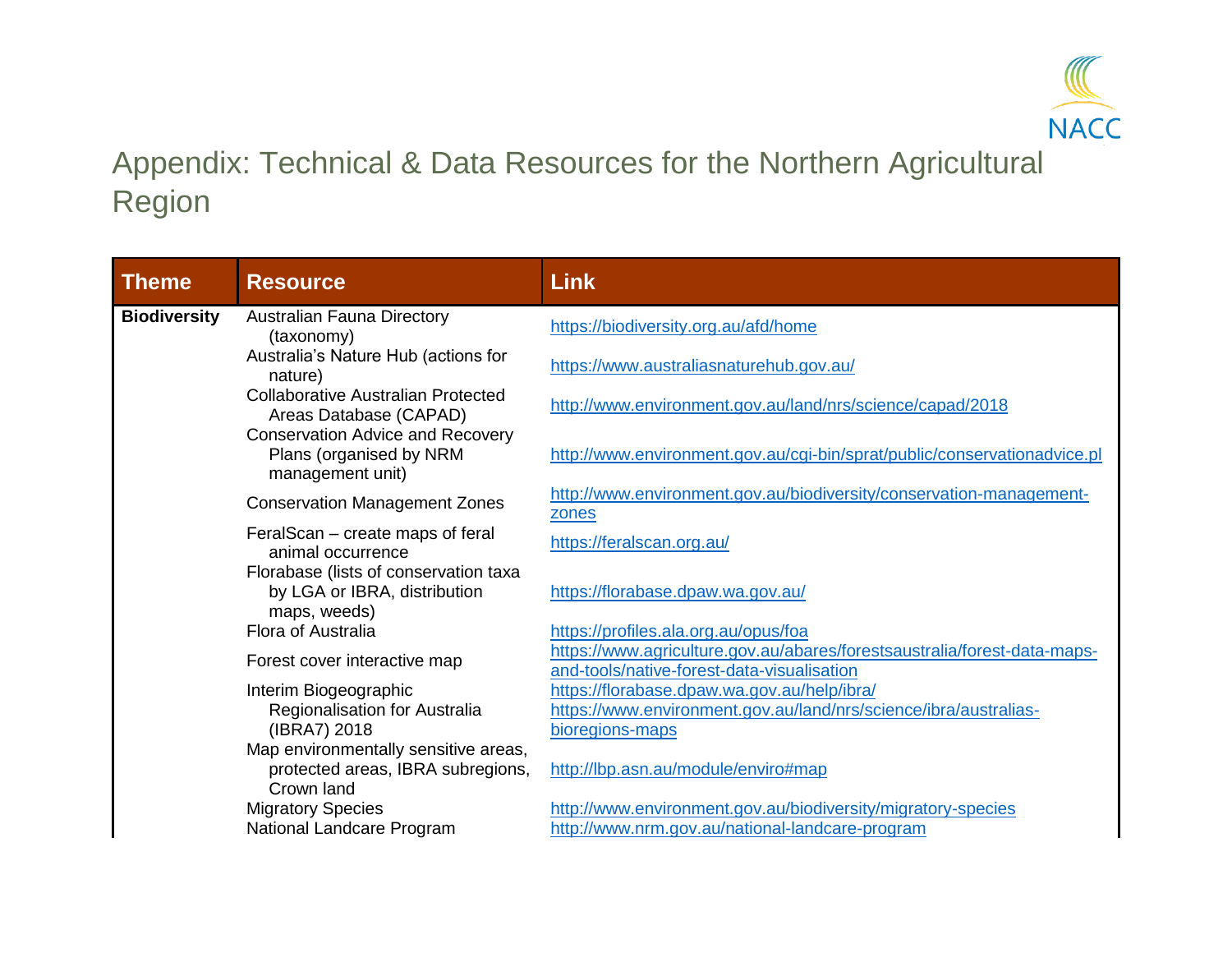# Appendix: Technical & Data Resources for the Northern Agricultural Region

| Theme | Resource | Link |
|---|---|---|
| **Biodiversity** | Australian Fauna Directory (taxonomy) | https://biodiversity.org.au/afd/home |
| | Australia's Nature Hub (actions for nature) | https://www.australiasnaturehub.gov.au/ |
| | Collaborative Australian Protected Areas Database (CAPAD) | http://www.environment.gov.au/land/nrs/science/capad/2018 |
| | Conservation Advice and Recovery Plans (organised by NRM management unit) | http://www.environment.gov.au/cgi-bin/sprat/public/conservationadvice.pl |
| | Conservation Management Zones | http://www.environment.gov.au/biodiversity/conservation-management-zones |
| | FeralScan – create maps of feral animal occurrence | https://feralscan.org.au/ |
| | Florabase (lists of conservation taxa by LGA or IBRA, distribution maps, weeds) | https://florabase.dpaw.wa.gov.au/ |
| | Flora of Australia | https://profiles.ala.org.au/opus/foa |
| | Forest cover interactive map | https://www.agriculture.gov.au/abares/forestsaustralia/forest-data-maps-and-tools/native-forest-data-visualisation |
| | Interim Biogeographic Regionalisation for Australia (IBRA7) 2018 | https://florabase.dpaw.wa.gov.au/help/ibra/ https://www.environment.gov.au/land/nrs/science/ibra/australias-bioregions-maps |
| | Map environmentally sensitive areas, protected areas, IBRA subregions, Crown land | http://lbp.asn.au/module/enviro#map |
| | Migratory Species | http://www.environment.gov.au/biodiversity/migratory-species |
| | National Landcare Program | http://www.nrm.gov.au/national-landcare-program |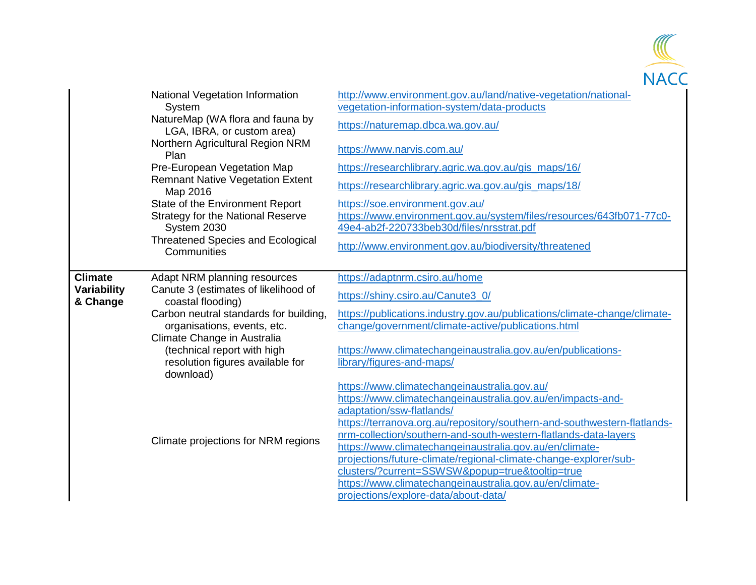| | | |
|---|---|---|
| | National Vegetation Information System | http://www.environment.gov.au/land/native-vegetation/national-vegetation-information-system/data-products |
| | NatureMap (WA flora and fauna by LGA, IBRA, or custom area) | https://naturemap.dbca.wa.gov.au/ |
| | Northern Agricultural Region NRM Plan | https://www.narvis.com.au/ |
| | Pre-European Vegetation Map | https://researchlibrary.agric.wa.gov.au/gis_maps/16/ |
| | Remnant Native Vegetation Extent Map 2016 | https://researchlibrary.agric.wa.gov.au/gis_maps/18/ |
| | State of the Environment Report | https://soe.environment.gov.au/ |
| | Strategy for the National Reserve System 2030 | https://www.environment.gov.au/system/files/resources/643fb071-77c0-49e4-ab2f-220733beb30d/files/nrsstrat.pdf |
| | Threatened Species and Ecological Communities | http://www.environment.gov.au/biodiversity/threatened |
| **Climate Variability & Change** | Adapt NRM planning resources | https://adaptnrm.csiro.au/home |
| | Canute 3 (estimates of likelihood of coastal flooding) | https://shiny.csiro.au/Canute3_0/ |
| | Carbon neutral standards for building, organisations, events, etc. | https://publications.industry.gov.au/publications/climate-change/climate-change/government/climate-active/publications.html |
| | Climate Change in Australia (technical report with high resolution figures available for download) | https://www.climatechangeinaustralia.gov.au/en/publications-library/figures-and-maps/ |
| | Climate projections for NRM regions | https://www.climatechangeinaustralia.gov.au/<br>https://www.climatechangeinaustralia.gov.au/en/impacts-and-adaptation/ssw-flatlands/<br>https://terranova.org.au/repository/southern-and-southwestern-flatlands-nrm-collection/southern-and-south-western-flatlands-data-layers<br>https://www.climatechangeinaustralia.gov.au/en/climate-projections/future-climate/regional-climate-change-explorer/sub-clusters/?current=SSWSW&popup=true&tooltip=true<br>https://www.climatechangeinaustralia.gov.au/en/climate-projections/explore-data/about-data/ |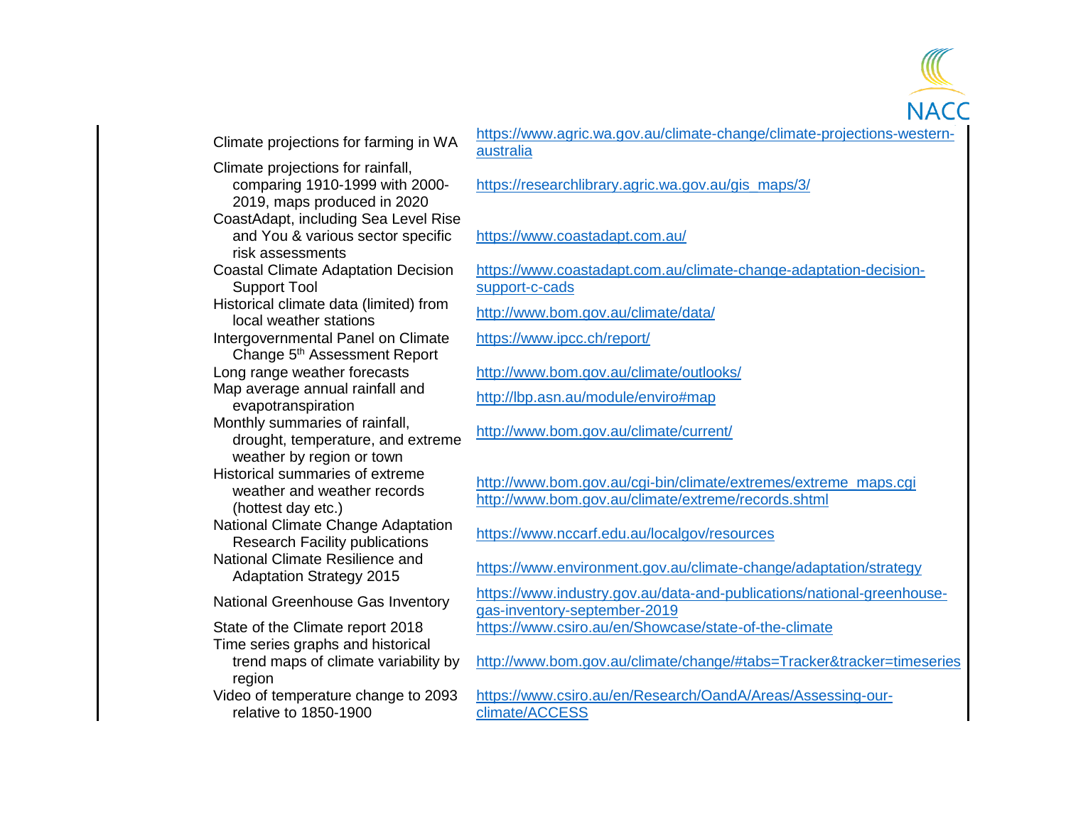| | |
|---|---|
| Climate projections for farming in WA | https://www.agric.wa.gov.au/climate-change/climate-projections-western-australia |
| Climate projections for rainfall, comparing 1910-1999 with 2000-2019, maps produced in 2020 | https://researchlibrary.agric.wa.gov.au/gis_maps/3/ |
| CoastAdapt, including Sea Level Rise and You & various sector specific risk assessments | https://www.coastadapt.com.au/ |
| Coastal Climate Adaptation Decision Support Tool | https://www.coastadapt.com.au/climate-change-adaptation-decision-support-c-cads |
| Historical climate data (limited) from local weather stations | http://www.bom.gov.au/climate/data/ |
| Intergovernmental Panel on Climate Change 5th Assessment Report | https://www.ipcc.ch/report/ |
| Long range weather forecasts | http://www.bom.gov.au/climate/outlooks/ |
| Map average annual rainfall and evapotranspiration | http://lbp.asn.au/module/enviro#map |
| Monthly summaries of rainfall, drought, temperature, and extreme weather by region or town | http://www.bom.gov.au/climate/current/ |
| Historical summaries of extreme weather and weather records (hottest day etc.) | http://www.bom.gov.au/cgi-bin/climate/extremes/extreme_maps.cgi http://www.bom.gov.au/climate/extreme/records.shtml |
| National Climate Change Adaptation Research Facility publications | https://www.nccarf.edu.au/localgov/resources |
| National Climate Resilience and Adaptation Strategy 2015 | https://www.environment.gov.au/climate-change/adaptation/strategy |
| National Greenhouse Gas Inventory | https://www.industry.gov.au/data-and-publications/national-greenhouse-gas-inventory-september-2019 |
| State of the Climate report 2018 | https://www.csiro.au/en/Showcase/state-of-the-climate |
| Time series graphs and historical trend maps of climate variability by region | http://www.bom.gov.au/climate/change/#tabs=Tracker&tracker=timeseries |
| Video of temperature change to 2093 relative to 1850-1900 | https://www.csiro.au/en/Research/OandA/Areas/Assessing-our-climate/ACCESS |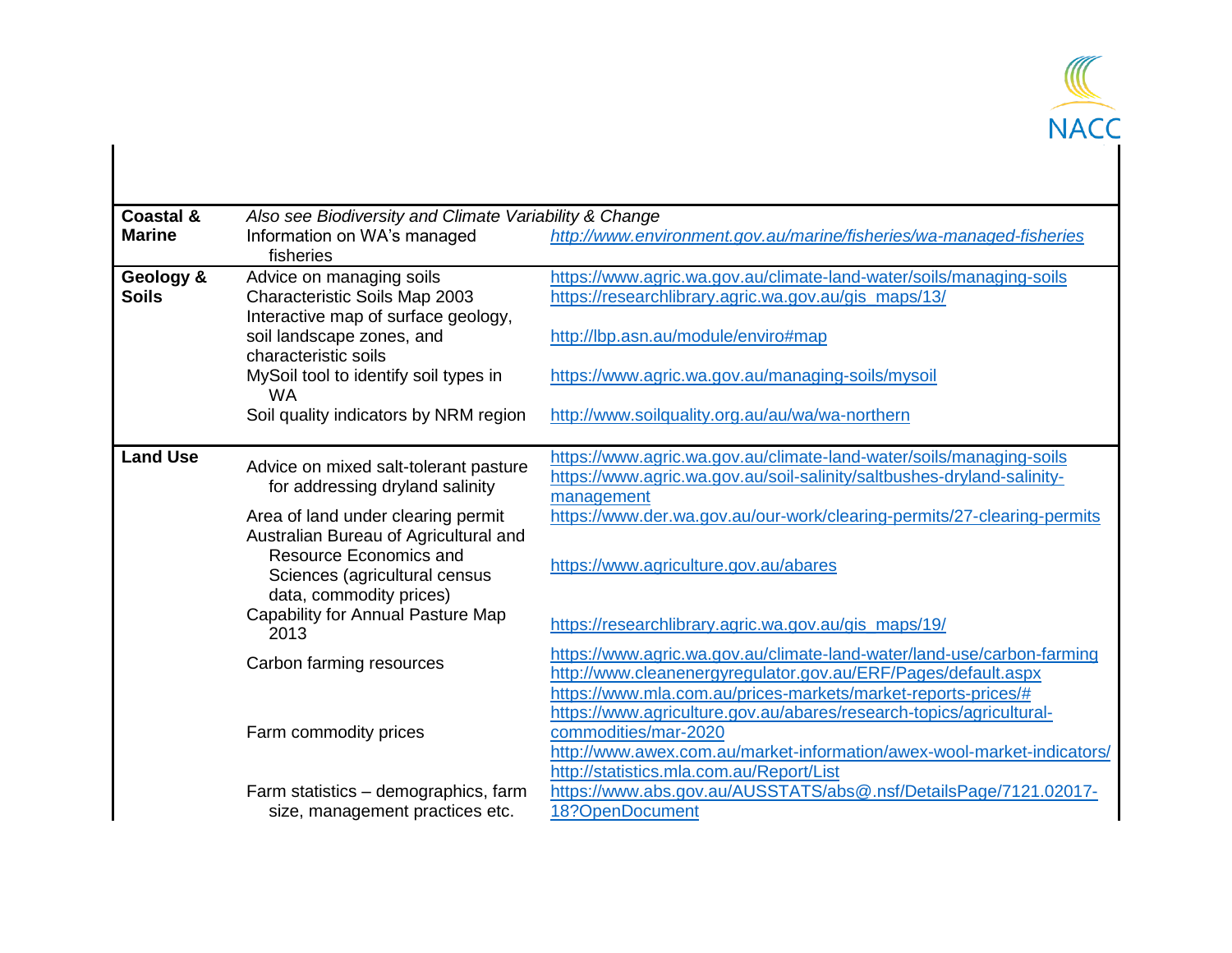| | | |
|---|---|---|
| **Coastal & Marine** | *Also see Biodiversity and Climate Variability & Change* | |
| | Information on WA's managed fisheries | *http://www.environment.gov.au/marine/fisheries/wa-managed-fisheries* |
| **Geology & Soils** | Advice on managing soils | https://www.agric.wa.gov.au/climate-land-water/soils/managing-soils |
| | Characteristic Soils Map 2003 | https://researchlibrary.agric.wa.gov.au/gis_maps/13/ |
| | Interactive map of surface geology, soil landscape zones, and characteristic soils | http://lbp.asn.au/module/enviro#map |
| | MySoil tool to identify soil types in WA | https://www.agric.wa.gov.au/managing-soils/mysoil |
| | Soil quality indicators by NRM region | http://www.soilquality.org.au/au/wa/wa-northern |
| **Land Use** | Advice on mixed salt-tolerant pasture for addressing dryland salinity | https://www.agric.wa.gov.au/climate-land-water/soils/managing-soils https://www.agric.wa.gov.au/soil-salinity/saltbushes-dryland-salinity-management |
| | Area of land under clearing permit | https://www.der.wa.gov.au/our-work/clearing-permits/27-clearing-permits |
| | Australian Bureau of Agricultural and Resource Economics and Sciences (agricultural census data, commodity prices) | https://www.agriculture.gov.au/abares |
| | Capability for Annual Pasture Map 2013 | https://researchlibrary.agric.wa.gov.au/gis_maps/19/ |
| | Carbon farming resources | https://www.agric.wa.gov.au/climate-land-water/land-use/carbon-farming http://www.cleanenergyregulator.gov.au/ERF/Pages/default.aspx |
| | Farm commodity prices | https://www.mla.com.au/prices-markets/market-reports-prices/# https://www.agriculture.gov.au/abares/research-topics/agricultural-commodities/mar-2020 http://www.awex.com.au/market-information/awex-wool-market-indicators/ http://statistics.mla.com.au/Report/List |
| | Farm statistics – demographics, farm size, management practices etc. | https://www.abs.gov.au/AUSSTATS/abs@.nsf/DetailsPage/7121.02017-18?OpenDocument |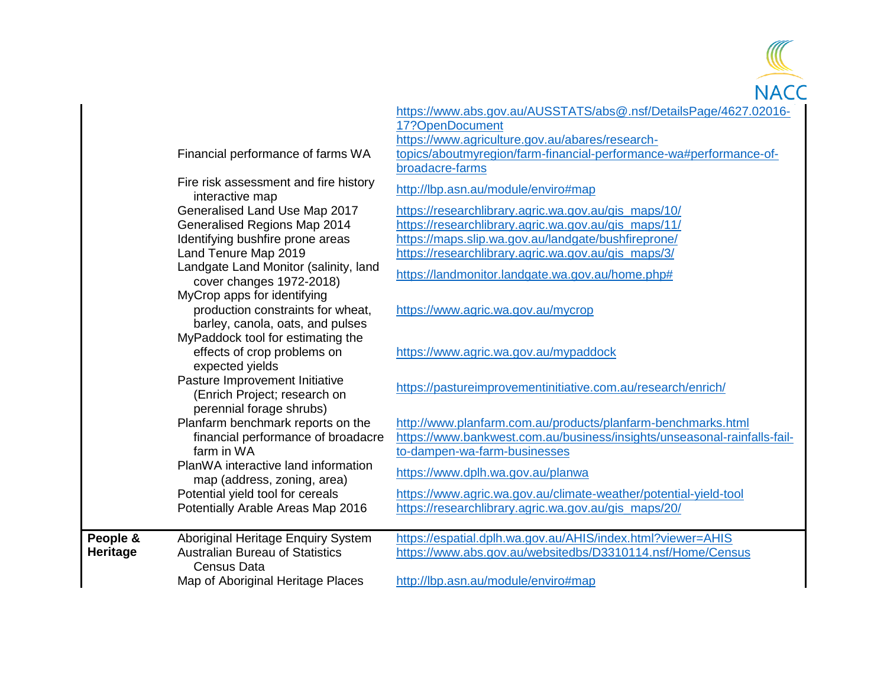| | | |
|---|---|---|
| | | https://www.abs.gov.au/AUSSTATS/abs@.nsf/DetailsPage/4627.02016-17?OpenDocument |
| | Financial performance of farms WA | https://www.agriculture.gov.au/abares/research-topics/aboutmyregion/farm-financial-performance-wa#performance-of-broadacre-farms |
| | Fire risk assessment and fire history interactive map | http://lbp.asn.au/module/enviro#map |
| | Generalised Land Use Map 2017 | https://researchlibrary.agric.wa.gov.au/gis_maps/10/ |
| | Generalised Regions Map 2014 | https://researchlibrary.agric.wa.gov.au/gis_maps/11/ |
| | Identifying bushfire prone areas | https://maps.slip.wa.gov.au/landgate/bushfireprone/ |
| | Land Tenure Map 2019 | https://researchlibrary.agric.wa.gov.au/gis_maps/3/ |
| | Landgate Land Monitor (salinity, land cover changes 1972-2018) | https://landmonitor.landgate.wa.gov.au/home.php# |
| | MyCrop apps for identifying production constraints for wheat, barley, canola, oats, and pulses | https://www.agric.wa.gov.au/mycrop |
| | MyPaddock tool for estimating the effects of crop problems on expected yields | https://www.agric.wa.gov.au/mypaddock |
| | Pasture Improvement Initiative (Enrich Project; research on perennial forage shrubs) | https://pastureimprovementinitiative.com.au/research/enrich/ |
| | Planfarm benchmark reports on the financial performance of broadacre farm in WA | http://www.planfarm.com.au/products/planfarm-benchmarks.html https://www.bankwest.com.au/business/insights/unseasonal-rainfalls-fail-to-dampen-wa-farm-businesses |
| | PlanWA interactive land information map (address, zoning, area) | https://www.dplh.wa.gov.au/planwa |
| | Potential yield tool for cereals | https://www.agric.wa.gov.au/climate-weather/potential-yield-tool |
| | Potentially Arable Areas Map 2016 | https://researchlibrary.agric.wa.gov.au/gis_maps/20/ |
| **People & Heritage** | Aboriginal Heritage Enquiry System | https://espatial.dplh.wa.gov.au/AHIS/index.html?viewer=AHIS |
| | Australian Bureau of Statistics Census Data | https://www.abs.gov.au/websitedbs/D3310114.nsf/Home/Census |
| | Map of Aboriginal Heritage Places | http://lbp.asn.au/module/enviro#map |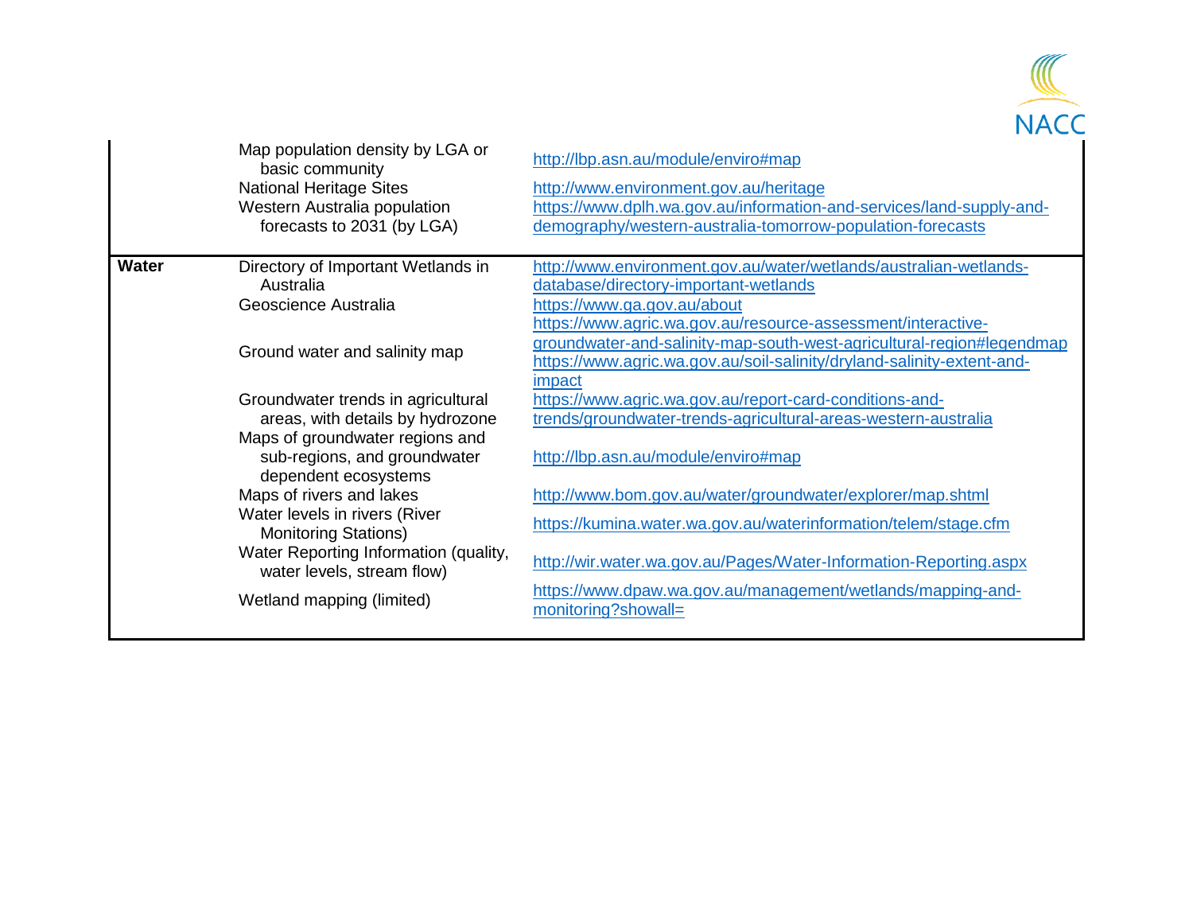| | | |
|---|---|---|
| | Map population density by LGA or basic community | http://lbp.asn.au/module/enviro#map |
| | National Heritage Sites | http://www.environment.gov.au/heritage |
| | Western Australia population forecasts to 2031 (by LGA) | https://www.dplh.wa.gov.au/information-and-services/land-supply-and-demography/western-australia-tomorrow-population-forecasts |
| **Water** | Directory of Important Wetlands in Australia | http://www.environment.gov.au/water/wetlands/australian-wetlands-database/directory-important-wetlands |
| | Geoscience Australia | https://www.ga.gov.au/about |
| | Ground water and salinity map | https://www.agric.wa.gov.au/resource-assessment/interactive-groundwater-and-salinity-map-south-west-agricultural-region#legendmap https://www.agric.wa.gov.au/soil-salinity/dryland-salinity-extent-and-impact |
| | Groundwater trends in agricultural areas, with details by hydrozone | https://www.agric.wa.gov.au/report-card-conditions-and-trends/groundwater-trends-agricultural-areas-western-australia |
| | Maps of groundwater regions and sub-regions, and groundwater dependent ecosystems | http://lbp.asn.au/module/enviro#map |
| | Maps of rivers and lakes | http://www.bom.gov.au/water/groundwater/explorer/map.shtml |
| | Water levels in rivers (River Monitoring Stations) | https://kumina.water.wa.gov.au/waterinformation/telem/stage.cfm |
| | Water Reporting Information (quality, water levels, stream flow) | http://wir.water.wa.gov.au/Pages/Water-Information-Reporting.aspx |
| | Wetland mapping (limited) | https://www.dpaw.wa.gov.au/management/wetlands/mapping-and-monitoring?showall= |